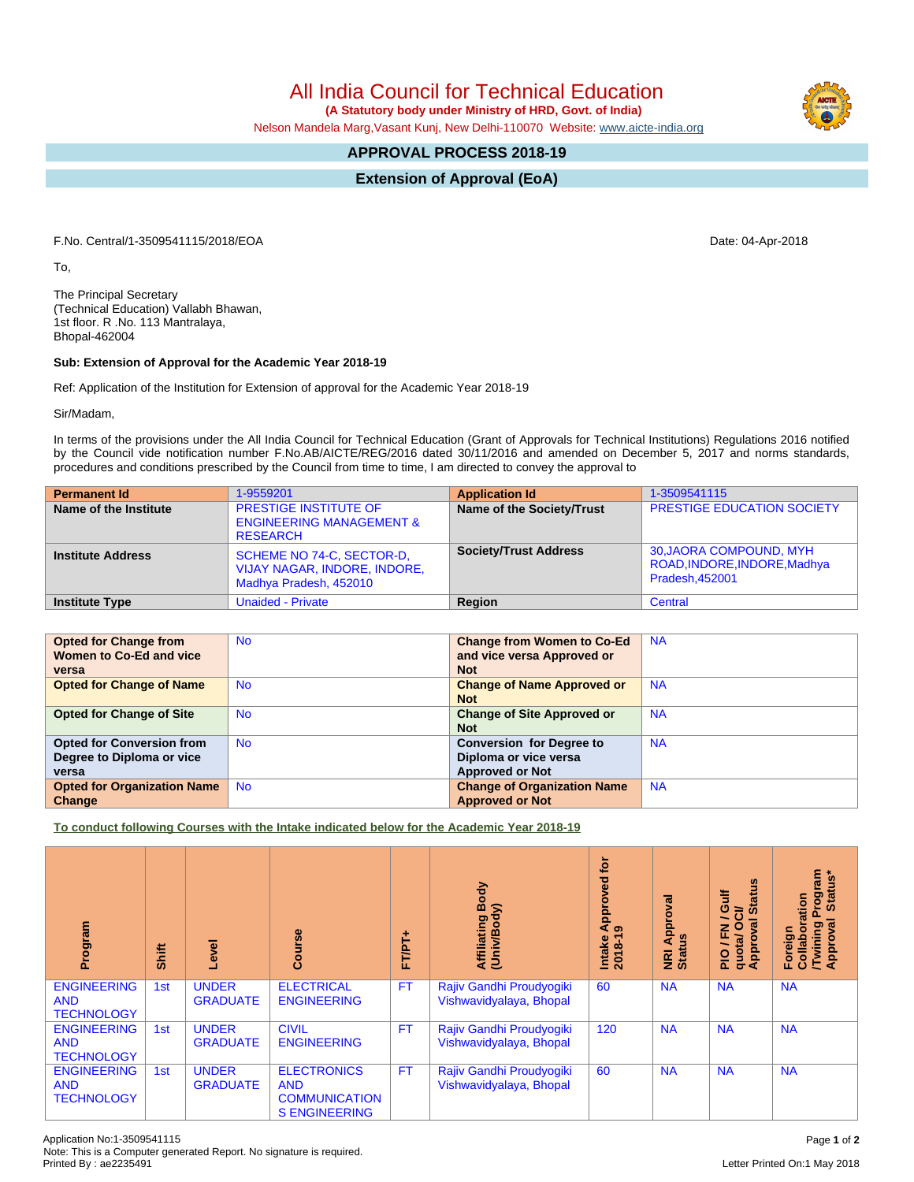# All India Council for Technical Education

**(A Statutory body under Ministry of HRD, Govt. of India)**

Nelson Mandela Marg,Vasant Kunj, New Delhi-110070 Website: www.aicte-india.org

## APPROVAL PROCESS 2018-19

## Extension of Approval (EoA)

F.No. Central/1-3509541115/2018/EOA

Date: 04-Apr-2018

To,

The Principal Secretary
(Technical Education) Vallabh Bhawan,
1st floor. R .No. 113 Mantralaya,
Bhopal-462004

**Sub: Extension of Approval for the Academic Year 2018-19**

Ref: Application of the Institution for Extension of approval for the Academic Year 2018-19

Sir/Madam,

In terms of the provisions under the All India Council for Technical Education (Grant of Approvals for Technical Institutions) Regulations 2016 notified by the Council vide notification number F.No.AB/AICTE/REG/2016 dated 30/11/2016 and amended on December 5, 2017 and norms standards, procedures and conditions prescribed by the Council from time to time, I am directed to convey the approval to

| Permanent Id | 1-9559201 | Application Id | 1-3509541115 |
|---|---|---|---|
| Name of the Institute | PRESTIGE INSTITUTE OF ENGINEERING MANAGEMENT & RESEARCH | Name of the Society/Trust | PRESTIGE EDUCATION SOCIETY |
| Institute Address | SCHEME NO 74-C, SECTOR-D, VIJAY NAGAR, INDORE, INDORE, Madhya Pradesh, 452010 | Society/Trust Address | 30,JAORA COMPOUND, MYH ROAD,INDORE,INDORE,Madhya Pradesh,452001 |
| Institute Type | Unaided - Private | Region | Central |

| Opted for Change from Women to Co-Ed and vice versa | No | Change from Women to Co-Ed and vice versa Approved or Not | NA |
|---|---|---|---|
| Opted for Change of Name | No | Change of Name Approved or Not | NA |
| Opted for Change of Site | No | Change of Site Approved or Not | NA |
| Opted for Conversion from Degree to Diploma or vice versa | No | Conversion for Degree to Diploma or vice versa Approved or Not | NA |
| Opted for Organization Name Change | No | Change of Organization Name Approved or Not | NA |

**To conduct following Courses with the Intake indicated below for the Academic Year 2018-19**

| Program | Shift | Level | Course | FT/PT+ | Affiliating Body (Univ/Body) | Intake Approved for 2018-19 | NRI Approval Status | PIO / FN / Gulf quota/ OCI/ Approval Status | Foreign Collaboration /Twining Program Approval Status* |
|---|---|---|---|---|---|---|---|---|---|
| ENGINEERING AND TECHNOLOGY | 1st | UNDER GRADUATE | ELECTRICAL ENGINEERING | FT | Rajiv Gandhi Proudyogiki Vishwavidyalaya, Bhopal | 60 | NA | NA | NA |
| ENGINEERING AND TECHNOLOGY | 1st | UNDER GRADUATE | CIVIL ENGINEERING | FT | Rajiv Gandhi Proudyogiki Vishwavidyalaya, Bhopal | 120 | NA | NA | NA |
| ENGINEERING AND TECHNOLOGY | 1st | UNDER GRADUATE | ELECTRONICS AND COMMUNICATION S ENGINEERING | FT | Rajiv Gandhi Proudyogiki Vishwavidyalaya, Bhopal | 60 | NA | NA | NA |

Application No:1-3509541115
Note: This is a Computer generated Report. No signature is required.
Printed By : ae2235491

Letter Printed On:1 May 2018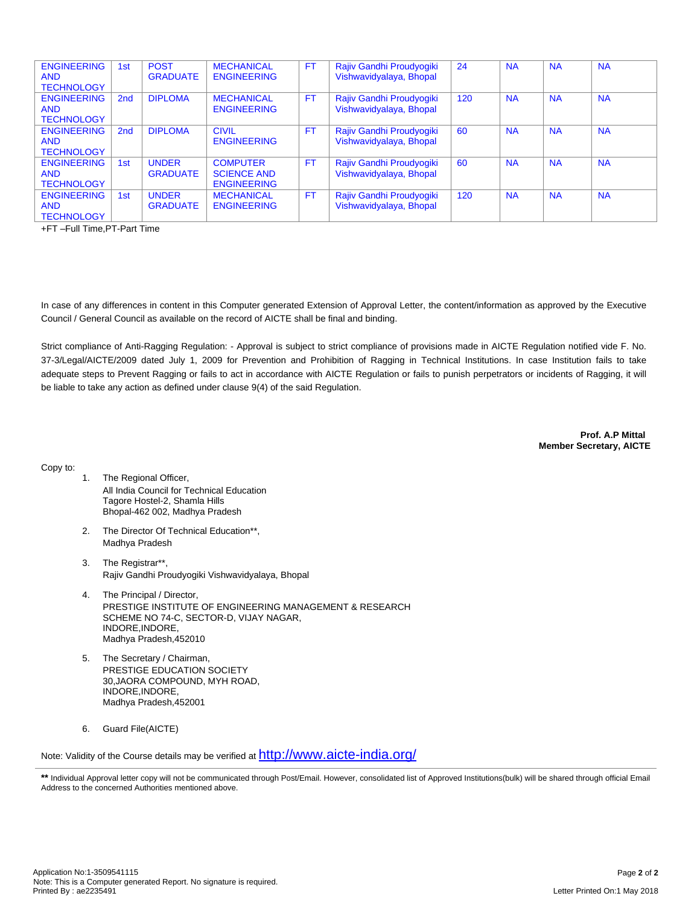| | | | | | | | | | |
|---|---|---|---|---|---|---|---|---|---|
| ENGINEERING AND TECHNOLOGY | 1st | POST GRADUATE | MECHANICAL ENGINEERING | FT | Rajiv Gandhi Proudyogiki Vishwavidyalaya, Bhopal | 24 | NA | NA | NA |
| ENGINEERING AND TECHNOLOGY | 2nd | DIPLOMA | MECHANICAL ENGINEERING | FT | Rajiv Gandhi Proudyogiki Vishwavidyalaya, Bhopal | 120 | NA | NA | NA |
| ENGINEERING AND TECHNOLOGY | 2nd | DIPLOMA | CIVIL ENGINEERING | FT | Rajiv Gandhi Proudyogiki Vishwavidyalaya, Bhopal | 60 | NA | NA | NA |
| ENGINEERING AND TECHNOLOGY | 1st | UNDER GRADUATE | COMPUTER SCIENCE AND ENGINEERING | FT | Rajiv Gandhi Proudyogiki Vishwavidyalaya, Bhopal | 60 | NA | NA | NA |
| ENGINEERING AND TECHNOLOGY | 1st | UNDER GRADUATE | MECHANICAL ENGINEERING | FT | Rajiv Gandhi Proudyogiki Vishwavidyalaya, Bhopal | 120 | NA | NA | NA |

+FT –Full Time,PT-Part Time

In case of any differences in content in this Computer generated Extension of Approval Letter, the content/information as approved by the Executive Council / General Council as available on the record of AICTE shall be final and binding.

Strict compliance of Anti-Ragging Regulation: - Approval is subject to strict compliance of provisions made in AICTE Regulation notified vide F. No. 37-3/Legal/AICTE/2009 dated July 1, 2009 for Prevention and Prohibition of Ragging in Technical Institutions. In case Institution fails to take adequate steps to Prevent Ragging or fails to act in accordance with AICTE Regulation or fails to punish perpetrators or incidents of Ragging, it will be liable to take any action as defined under clause 9(4) of the said Regulation.

**Prof. A.P Mittal**
**Member Secretary, AICTE**

Copy to:

1. The Regional Officer,
   All India Council for Technical Education
   Tagore Hostel-2, Shamla Hills
   Bhopal-462 002, Madhya Pradesh

2. The Director Of Technical Education**,
   Madhya Pradesh

3. The Registrar**,
   Rajiv Gandhi Proudyogiki Vishwavidyalaya, Bhopal

4. The Principal / Director,
   PRESTIGE INSTITUTE OF ENGINEERING MANAGEMENT & RESEARCH
   SCHEME NO 74-C, SECTOR-D, VIJAY NAGAR,
   INDORE,INDORE,
   Madhya Pradesh,452010

5. The Secretary / Chairman,
   PRESTIGE EDUCATION SOCIETY
   30,JAORA COMPOUND, MYH ROAD,
   INDORE,INDORE,
   Madhya Pradesh,452001

6. Guard File(AICTE)

Note: Validity of the Course details may be verified at http://www.aicte-india.org/

** Individual Approval letter copy will not be communicated through Post/Email. However, consolidated list of Approved Institutions(bulk) will be shared through official Email Address to the concerned Authorities mentioned above.

Application No:1-3509541115
Note: This is a Computer generated Report. No signature is required.
Printed By : ae2235491

Letter Printed On:1 May 2018